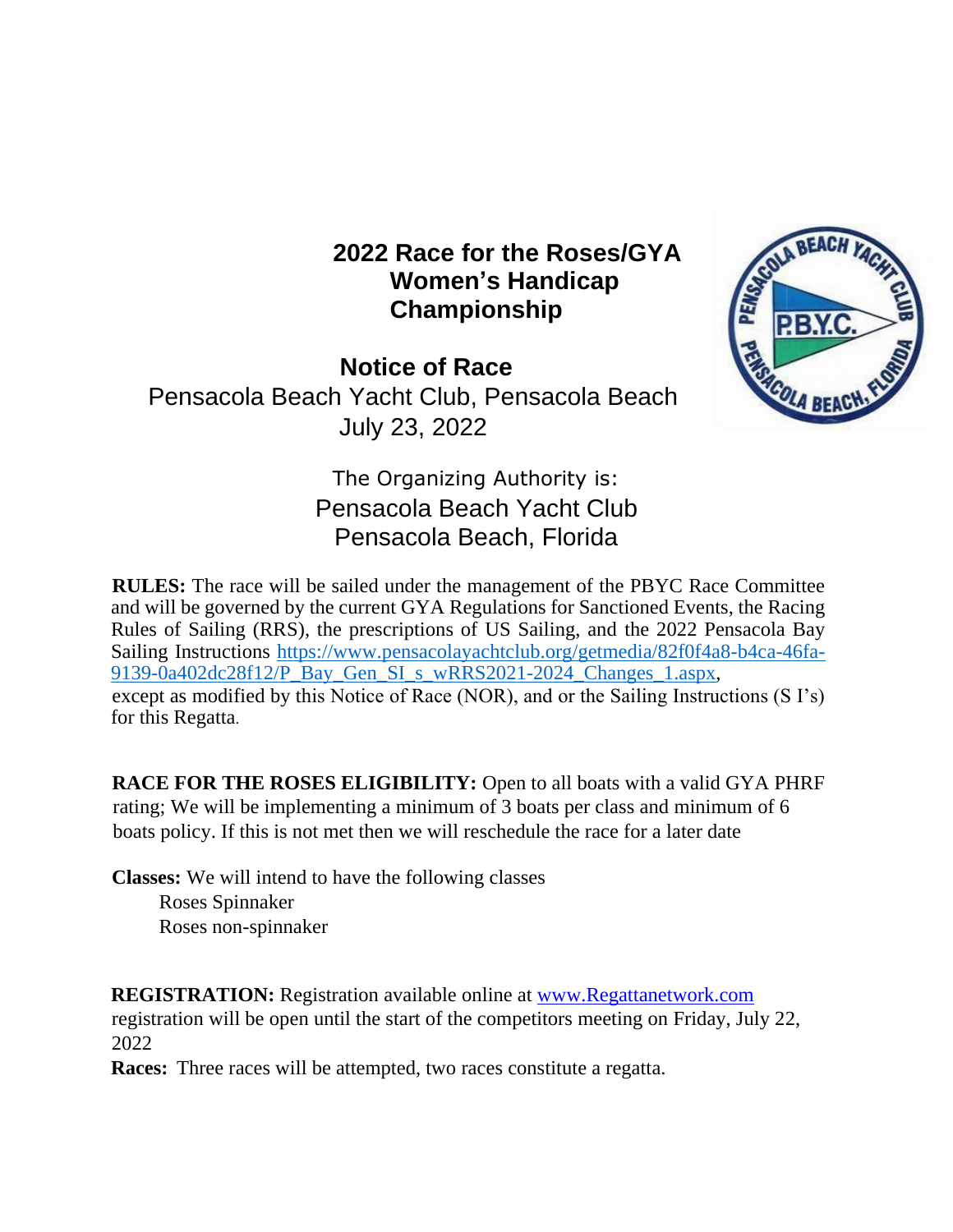# 2022 Race for the Roses/GYA Women's Handicap Championship

## Notice of Race

Pensacola Beach Yacht Club, Pensacola Beach
July 23, 2022

The Organizing Authority is:
Pensacola Beach Yacht Club
Pensacola Beach, Florida

**RULES:** The race will be sailed under the management of the PBYC Race Committee and will be governed by the current GYA Regulations for Sanctioned Events, the Racing Rules of Sailing (RRS), the prescriptions of US Sailing, and the 2022 Pensacola Bay Sailing Instructions https://www.pensacolayachtclub.org/getmedia/82f0f4a8-b4ca-46fa-9139-0a402dc28f12/P_Bay_Gen_SI_s_wRRS2021-2024_Changes_1.aspx, except as modified by this Notice of Race (NOR), and or the Sailing Instructions (S I's) for this Regatta.

**RACE FOR THE ROSES ELIGIBILITY:** Open to all boats with a valid GYA PHRF rating; We will be implementing a minimum of 3 boats per class and minimum of 6 boats policy. If this is not met then we will reschedule the race for a later date

**Classes:** We will intend to have the following classes

- Roses Spinnaker
- Roses non-spinnaker

**REGISTRATION:** Registration available online at www.Regattanetwork.com registration will be open until the start of the competitors meeting on Friday, July 22, 2022

**Races:** Three races will be attempted, two races constitute a regatta.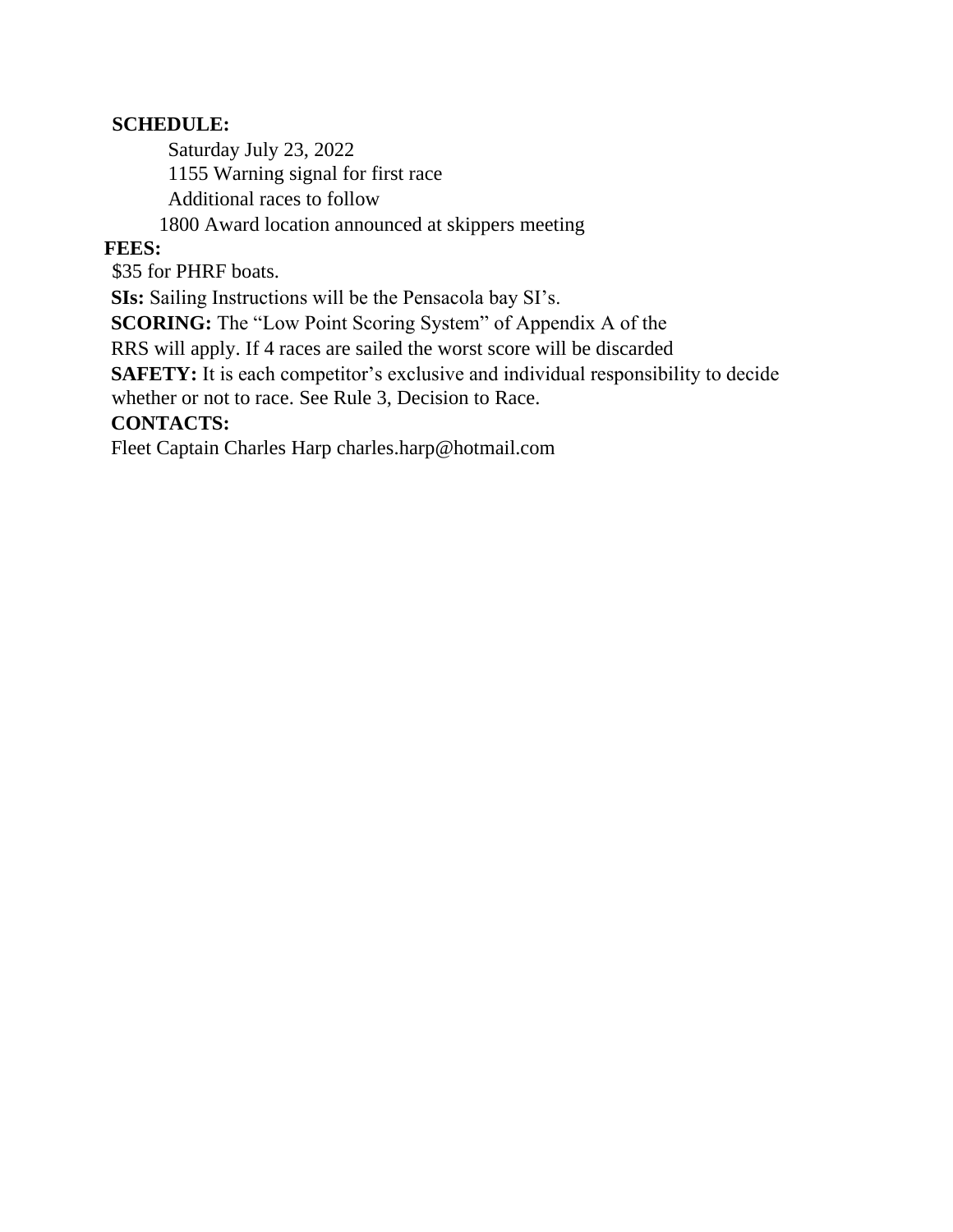**SCHEDULE:**

Saturday July 23, 2022

1155 Warning signal for first race

Additional races to follow

1800 Award location announced at skippers meeting

**FEES:**

$35 for PHRF boats.

**SIs:** Sailing Instructions will be the Pensacola bay SI's.

**SCORING:** The "Low Point Scoring System" of Appendix A of the RRS will apply. If 4 races are sailed the worst score will be discarded

**SAFETY:** It is each competitor's exclusive and individual responsibility to decide whether or not to race. See Rule 3, Decision to Race.

**CONTACTS:**

Fleet Captain Charles Harp charles.harp@hotmail.com